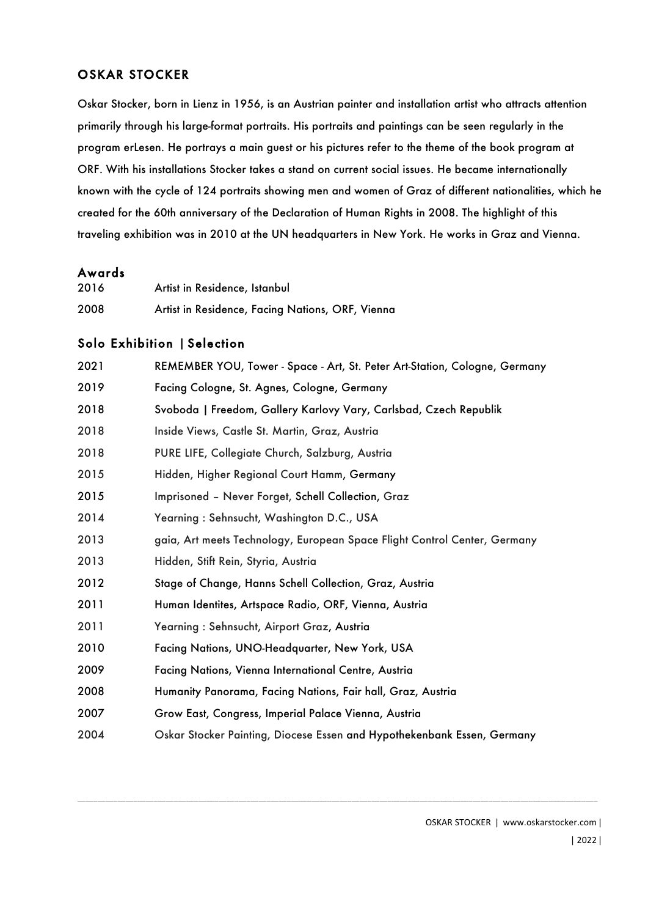# OSKAR STOCKER

Oskar Stocker, born in Lienz in 1956, is an Austrian painter and installation artist who attracts attention primarily through his large-format portraits. His portraits and paintings can be seen regularly in the program erLesen. He portrays a main guest or his pictures refer to the theme of the book program at ORF. With his installations Stocker takes a stand on current social issues. He became internationally known with the cycle of 124 portraits showing men and women of Graz of different nationalities, which he created for the 60th anniversary of the Declaration of Human Rights in 2008. The highlight of this traveling exhibition was in 2010 at the UN headquarters in New York. He works in Graz and Vienna.

## Awards

| | |
|---|---|
| 2016 | Artist in Residence, Istanbul |
| 2008 | Artist in Residence, Facing Nations, ORF, Vienna |

## Solo Exhibition | Selection

| | |
|---|---|
| 2021 | REMEMBER YOU, Tower - Space - Art, St. Peter Art-Station, Cologne, Germany |
| 2019 | Facing Cologne, St. Agnes, Cologne, Germany |
| 2018 | Svoboda \| Freedom, Gallery Karlovy Vary, Carlsbad, Czech Republik |
| 2018 | Inside Views, Castle St. Martin, Graz, Austria |
| 2018 | PURE LIFE, Collegiate Church, Salzburg, Austria |
| 2015 | Hidden, Higher Regional Court Hamm, Germany |
| 2015 | Imprisoned – Never Forget, Schell Collection, Graz |
| 2014 | Yearning : Sehnsucht, Washington D.C., USA |
| 2013 | gaia, Art meets Technology, European Space Flight Control Center, Germany |
| 2013 | Hidden, Stift Rein, Styria, Austria |
| 2012 | Stage of Change, Hanns Schell Collection, Graz, Austria |
| 2011 | Human Identites, Artspace Radio, ORF, Vienna, Austria |
| 2011 | Yearning : Sehnsucht, Airport Graz, Austria |
| 2010 | Facing Nations, UNO-Headquarter, New York, USA |
| 2009 | Facing Nations, Vienna International Centre, Austria |
| 2008 | Humanity Panorama, Facing Nations, Fair hall, Graz, Austria |
| 2007 | Grow East, Congress, Imperial Palace Vienna, Austria |
| 2004 | Oskar Stocker Painting, Diocese Essen and Hypothekenbank Essen, Germany |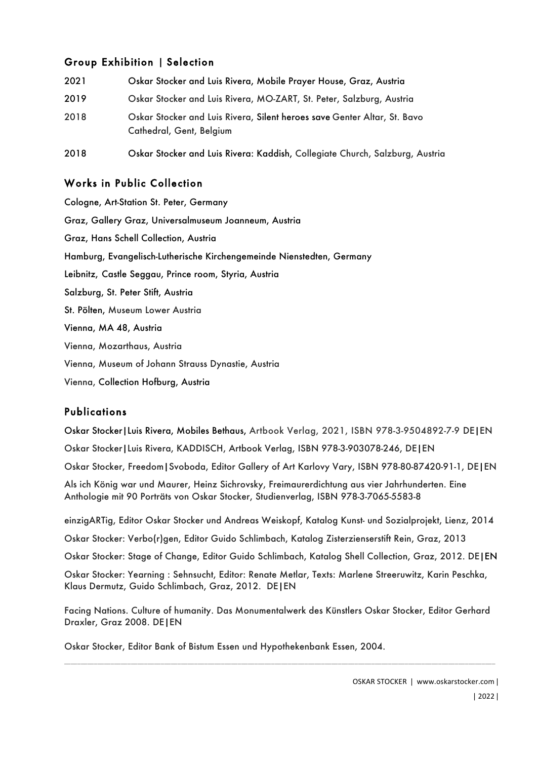## Group Exhibition | Selection

2021 Oskar Stocker and Luis Rivera, Mobile Prayer House, Graz, Austria

2019 Oskar Stocker and Luis Rivera, MO-ZART, St. Peter, Salzburg, Austria

2018 Oskar Stocker and Luis Rivera, Silent heroes save Genter Altar, St. Bavo Cathedral, Gent, Belgium

2018 Oskar Stocker and Luis Rivera: Kaddish, Collegiate Church, Salzburg, Austria

## Works in Public Collection

Cologne, Art-Station St. Peter, Germany

Graz, Gallery Graz, Universalmuseum Joanneum, Austria

Graz, Hans Schell Collection, Austria

Hamburg, Evangelisch-Lutherische Kirchengemeinde Nienstedten, Germany

Leibnitz, Castle Seggau, Prince room, Styria, Austria

Salzburg, St. Peter Stift, Austria

St. Pölten, Museum Lower Austria

Vienna, MA 48, Austria

Vienna, Mozarthaus, Austria

Vienna, Museum of Johann Strauss Dynastie, Austria

Vienna, Collection Hofburg, Austria

## Publications

Oskar Stocker|Luis Rivera, Mobiles Bethaus, Artbook Verlag, 2021, ISBN 978-3-9504892-7-9 DE|EN

Oskar Stocker|Luis Rivera, KADDISCH, Artbook Verlag, ISBN 978-3-903078-246, DE|EN

Oskar Stocker, Freedom|Svoboda, Editor Gallery of Art Karlovy Vary, ISBN 978-80-87420-91-1, DE|EN

Als ich König war und Maurer, Heinz Sichrovsky, Freimaurerdichtung aus vier Jahrhunderten. Eine Anthologie mit 90 Porträts von Oskar Stocker, Studienverlag, ISBN 978-3-7065-5583-8

einzigARTig, Editor Oskar Stocker und Andreas Weiskopf, Katalog Kunst- und Sozialprojekt, Lienz, 2014

Oskar Stocker: Verbo(r)gen, Editor Guido Schlimbach, Katalog Zisterzienserstift Rein, Graz, 2013

Oskar Stocker: Stage of Change, Editor Guido Schlimbach, Katalog Shell Collection, Graz, 2012. DE|EN

Oskar Stocker: Yearning : Sehnsucht, Editor: Renate Metlar, Texts: Marlene Streeruwitz, Karin Peschka, Klaus Dermutz, Guido Schlimbach, Graz, 2012. DE|EN

Facing Nations. Culture of humanity. Das Monumentalwerk des Künstlers Oskar Stocker, Editor Gerhard Draxler, Graz 2008. DE|EN

Oskar Stocker, Editor Bank of Bistum Essen und Hypothekenbank Essen, 2004.